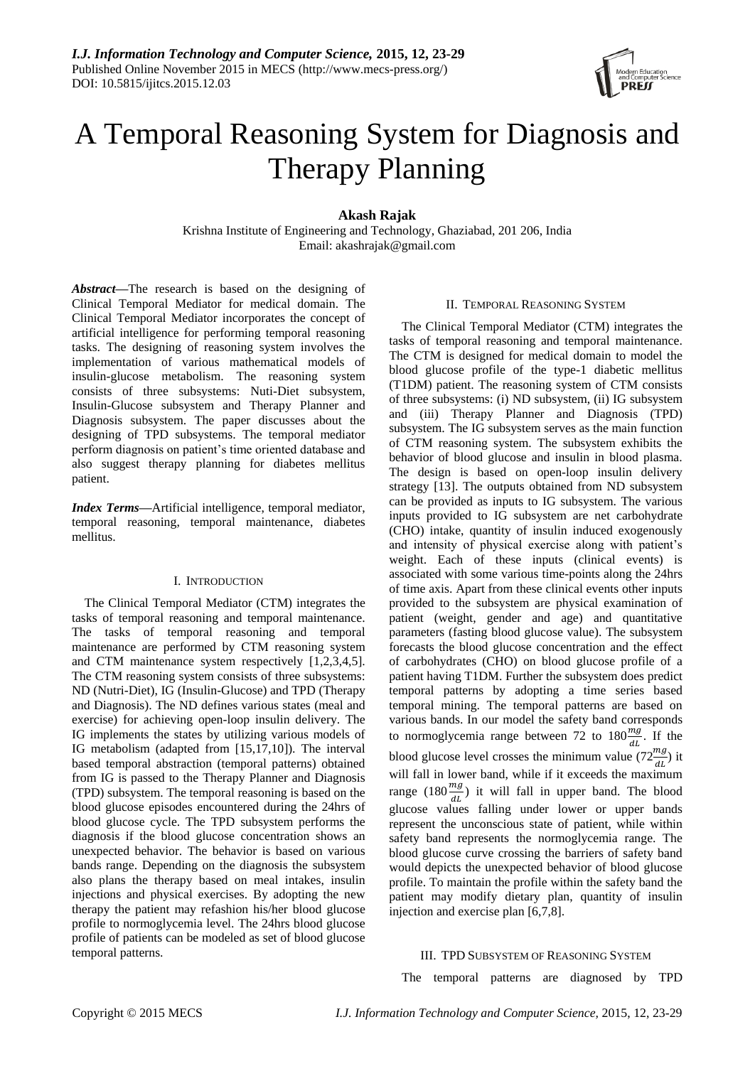# A Temporal Reasoning System for Diagnosis and Therapy Planning

**Akash Rajak**

Krishna Institute of Engineering and Technology, Ghaziabad, 201 206, India
Email: akashrajak@gmail.com

***Abstract*—**The research is based on the designing of Clinical Temporal Mediator for medical domain. The Clinical Temporal Mediator incorporates the concept of artificial intelligence for performing temporal reasoning tasks. The designing of reasoning system involves the implementation of various mathematical models of insulin-glucose metabolism. The reasoning system consists of three subsystems: Nuti-Diet subsystem, Insulin-Glucose subsystem and Therapy Planner and Diagnosis subsystem. The paper discusses about the designing of TPD subsystems. The temporal mediator perform diagnosis on patient's time oriented database and also suggest therapy planning for diabetes mellitus patient.

***Index Terms*—**Artificial intelligence, temporal mediator, temporal reasoning, temporal maintenance, diabetes mellitus.

## I. Introduction

The Clinical Temporal Mediator (CTM) integrates the tasks of temporal reasoning and temporal maintenance. The tasks of temporal reasoning and temporal maintenance are performed by CTM reasoning system and CTM maintenance system respectively [1,2,3,4,5]. The CTM reasoning system consists of three subsystems: ND (Nutri-Diet), IG (Insulin-Glucose) and TPD (Therapy and Diagnosis). The ND defines various states (meal and exercise) for achieving open-loop insulin delivery. The IG implements the states by utilizing various models of IG metabolism (adapted from [15,17,10]). The interval based temporal abstraction (temporal patterns) obtained from IG is passed to the Therapy Planner and Diagnosis (TPD) subsystem. The temporal reasoning is based on the blood glucose episodes encountered during the 24hrs of blood glucose cycle. The TPD subsystem performs the diagnosis if the blood glucose concentration shows an unexpected behavior. The behavior is based on various bands range. Depending on the diagnosis the subsystem also plans the therapy based on meal intakes, insulin injections and physical exercises. By adopting the new therapy the patient may refashion his/her blood glucose profile to normoglycemia level. The 24hrs blood glucose profile of patients can be modeled as set of blood glucose temporal patterns.

## II. Temporal Reasoning System

The Clinical Temporal Mediator (CTM) integrates the tasks of temporal reasoning and temporal maintenance. The CTM is designed for medical domain to model the blood glucose profile of the type-1 diabetic mellitus (T1DM) patient. The reasoning system of CTM consists of three subsystems: (i) ND subsystem, (ii) IG subsystem and (iii) Therapy Planner and Diagnosis (TPD) subsystem. The IG subsystem serves as the main function of CTM reasoning system. The subsystem exhibits the behavior of blood glucose and insulin in blood plasma. The design is based on open-loop insulin delivery strategy [13]. The outputs obtained from ND subsystem can be provided as inputs to IG subsystem. The various inputs provided to IG subsystem are net carbohydrate (CHO) intake, quantity of insulin induced exogenously and intensity of physical exercise along with patient's weight. Each of these inputs (clinical events) is associated with some various time-points along the 24hrs of time axis. Apart from these clinical events other inputs provided to the subsystem are physical examination of patient (weight, gender and age) and quantitative parameters (fasting blood glucose value). The subsystem forecasts the blood glucose concentration and the effect of carbohydrates (CHO) on blood glucose profile of a patient having T1DM. Further the subsystem does predict temporal patterns by adopting a time series based temporal mining. The temporal patterns are based on various bands. In our model the safety band corresponds to normoglycemia range between 72 to $180\frac{mg}{dL}$. If the blood glucose level crosses the minimum value ($72\frac{mg}{dL}$) it will fall in lower band, while if it exceeds the maximum range ($180\frac{mg}{dL}$) it will fall in upper band. The blood glucose values falling under lower or upper bands represent the unconscious state of patient, while within safety band represents the normoglycemia range. The blood glucose curve crossing the barriers of safety band would depicts the unexpected behavior of blood glucose profile. To maintain the profile within the safety band the patient may modify dietary plan, quantity of insulin injection and exercise plan [6,7,8].

## III. TPD Subsystem of Reasoning System

The temporal patterns are diagnosed by TPD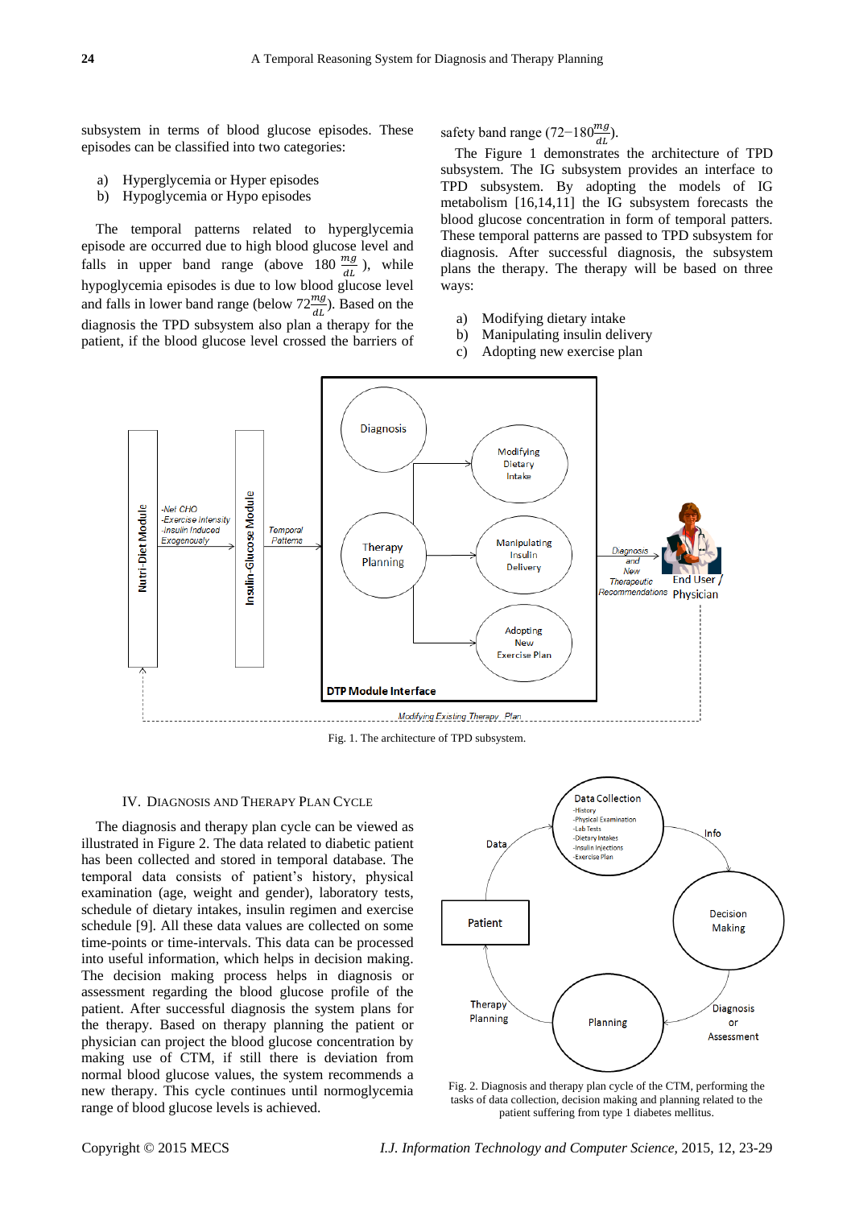subsystem in terms of blood glucose episodes. These episodes can be classified into two categories:

a) Hyperglycemia or Hyper episodes
b) Hypoglycemia or Hypo episodes

The temporal patterns related to hyperglycemia episode are occurred due to high blood glucose level and falls in upper band range (above 180 $\frac{mg}{dL}$), while hypoglycemia episodes is due to low blood glucose level and falls in lower band range (below 72$\frac{mg}{dL}$). Based on the diagnosis the TPD subsystem also plan a therapy for the patient, if the blood glucose level crossed the barriers of safety band range (72−180$\frac{mg}{dL}$).

The Figure 1 demonstrates the architecture of TPD subsystem. The IG subsystem provides an interface to TPD subsystem. By adopting the models of IG metabolism [16,14,11] the IG subsystem forecasts the blood glucose concentration in form of temporal patters. These temporal patterns are passed to TPD subsystem for diagnosis. After successful diagnosis, the subsystem plans the therapy. The therapy will be based on three ways:

a) Modifying dietary intake
b) Manipulating insulin delivery
c) Adopting new exercise plan

Fig. 1. The architecture of TPD subsystem.

## IV. Diagnosis and Therapy Plan Cycle

The diagnosis and therapy plan cycle can be viewed as illustrated in Figure 2. The data related to diabetic patient has been collected and stored in temporal database. The temporal data consists of patient's history, physical examination (age, weight and gender), laboratory tests, schedule of dietary intakes, insulin regimen and exercise schedule [9]. All these data values are collected on some time-points or time-intervals. This data can be processed into useful information, which helps in decision making. The decision making process helps in diagnosis or assessment regarding the blood glucose profile of the patient. After successful diagnosis the system plans for the therapy. Based on therapy planning the patient or physician can project the blood glucose concentration by making use of CTM, if still there is deviation from normal blood glucose values, the system recommends a new therapy. This cycle continues until normoglycemia range of blood glucose levels is achieved.

Fig. 2. Diagnosis and therapy plan cycle of the CTM, performing the tasks of data collection, decision making and planning related to the patient suffering from type 1 diabetes mellitus.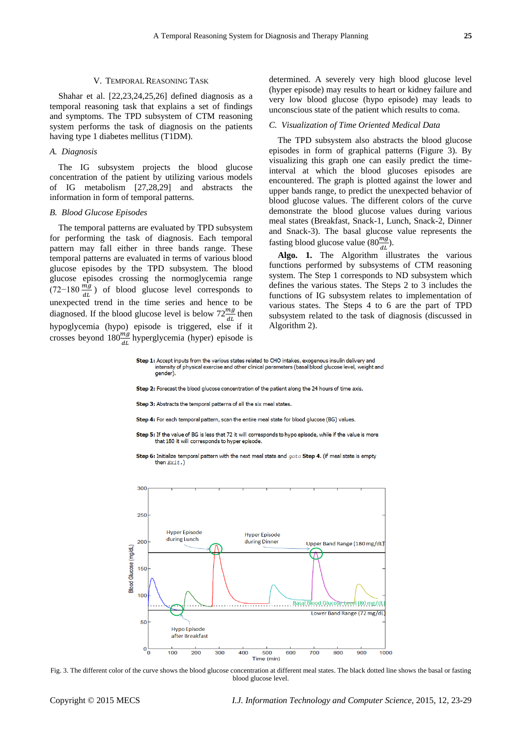## V. TEMPORAL REASONING TASK

Shahar et al. [22,23,24,25,26] defined diagnosis as a temporal reasoning task that explains a set of findings and symptoms. The TPD subsystem of CTM reasoning system performs the task of diagnosis on the patients having type 1 diabetes mellitus (T1DM).

### *A. Diagnosis*

The IG subsystem projects the blood glucose concentration of the patient by utilizing various models of IG metabolism [27,28,29] and abstracts the information in form of temporal patterns.

### *B. Blood Glucose Episodes*

The temporal patterns are evaluated by TPD subsystem for performing the task of diagnosis. Each temporal pattern may fall either in three bands range. These temporal patterns are evaluated in terms of various blood glucose episodes by the TPD subsystem. The blood glucose episodes crossing the normoglycemia range ($72-180\,\frac{mg}{dL}$) of blood glucose level corresponds to unexpected trend in the time series and hence to be diagnosed. If the blood glucose level is below $72\frac{mg}{dL}$ then hypoglycemia (hypo) episode is triggered, else if it crosses beyond $180\frac{mg}{dL}$ hyperglycemia (hyper) episode is determined. A severely very high blood glucose level (hyper episode) may results to heart or kidney failure and very low blood glucose (hypo episode) may leads to unconscious state of the patient which results to coma.

### *C. Visualization of Time Oriented Medical Data*

The TPD subsystem also abstracts the blood glucose episodes in form of graphical patterns (Figure 3). By visualizing this graph one can easily predict the time-interval at which the blood glucoses episodes are encountered. The graph is plotted against the lower and upper bands range, to predict the unexpected behavior of blood glucose values. The different colors of the curve demonstrate the blood glucose values during various meal states (Breakfast, Snack-1, Lunch, Snack-2, Dinner and Snack-3). The basal glucose value represents the fasting blood glucose value ($80\frac{mg}{dL}$).

**Algo. 1.** The Algorithm illustrates the various functions performed by subsystems of CTM reasoning system. The Step 1 corresponds to ND subsystem which defines the various states. The Steps 2 to 3 includes the functions of IG subsystem relates to implementation of various states. The Steps 4 to 6 are the part of TPD subsystem related to the task of diagnosis (discussed in Algorithm 2).

**Step 1:** Accept inputs from the various states related to CHO intakes, exogenous insulin delivery and intensity of physical exercise and other clinical parameters (basal blood glucose level, weight and gender).

**Step 2:** Forecast the blood glucose concentration of the patient along the 24 hours of time axis.

**Step 3:** Abstracts the temporal patterns of all the six meal states.

**Step 4:** For each temporal pattern, scan the entire meal state for blood glucose (BG) values.

**Step 5:** If the value of BG is less that 72 it will corresponds to hypo episode, while if the value is more that 180 it will corresponds to hyper episode.

**Step 6:** Initialize temporal pattern with the next meal state and `goto` **Step 4.** (if meal state is empty then `Exit`.)

Fig. 3. The different color of the curve shows the blood glucose concentration at different meal states. The black dotted line shows the basal or fasting blood glucose level.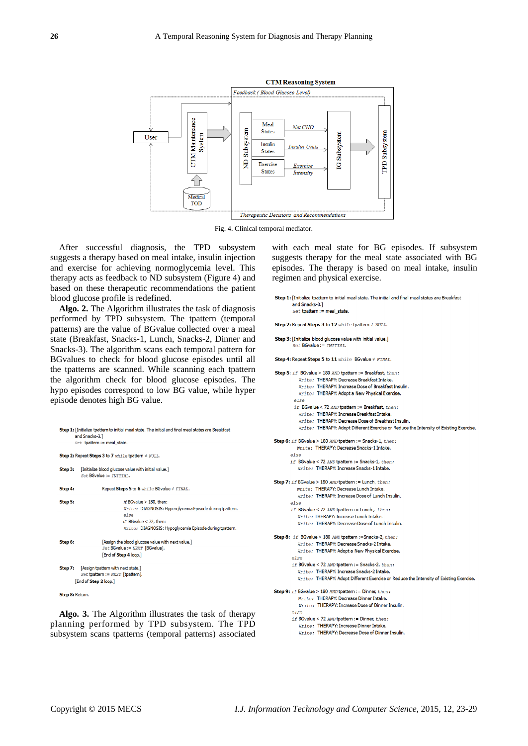Fig. 4. Clinical temporal mediator.

After successful diagnosis, the TPD subsystem suggests a therapy based on meal intake, insulin injection and exercise for achieving normoglycemia level. This therapy acts as feedback to ND subsystem (Figure 4) and based on these therapeutic recommendations the patient blood glucose profile is redefined.

**Algo. 2.** The Algorithm illustrates the task of diagnosis performed by TPD subsystem. The tpattern (temporal patterns) are the value of BGvalue collected over a meal state (Breakfast, Snacks-1, Lunch, Snacks-2, Dinner and Snacks-3). The algorithm scans each temporal pattern for BGvalues to check for blood glucose episodes until all the tpatterns are scanned. While scanning each tpattern the algorithm check for blood glucose episodes. The hypo episodes correspond to low BG value, while hyper episode denotes high BG value.

```
Step 1: [Initialize tpattern to initial meal state. The initial and final meal states are Breakfast
        and Snacks-3.]
        Set tpattern := meal_state.

Step 2: Repeat Steps 3 to 7 while tpattern ≠ NULL.

Step 3:    [Initialize blood glucose value with initial value.]
           Set BGvalue := INITIAL.

Step 4:          Repeat Steps 5 to 6 while BGvalue ≠ FINAL.

Step 5:                  if BGvalue > 180, then:
                         Write: DIAGNOSIS: Hyperglycemia Episode during tpattern.
                         else
                         if BGvalue < 72, then:
                         Write: DIAGNOSIS: Hypoglycemia Episode during tpattern.

Step 6:          [Assign the blood glucose value with next value.]
                 Set BGvalue := NEXT [BGvalue].
                 [End of Step 4 loop.]

Step 7:    [Assign tpattern with next state.]
           Set tpattern := NEXT [tpattern].
        [End of Step 2 loop.]

Step 8: Return.
```

**Algo. 3.** The Algorithm illustrates the task of therapy planning performed by TPD subsystem. The TPD subsystem scans tpatterns (temporal patterns) associated with each meal state for BG episodes. If subsystem suggests therapy for the meal state associated with BG episodes. The therapy is based on meal intake, insulin regimen and physical exercise.

```
Step 1: [Initialize tpattern to initial meal state. The initial and final meal states are Breakfast
        and Snacks-3.]
        Set tpattern := meal_state.

Step 2: Repeat Steps 3 to 12 while tpattern ≠ NULL.

Step 3: [Initialize blood glucose value with initial value.]
        Set BGvalue := INITIAL.

Step 4: Repeat Steps 5 to 11 while BGvalue ≠ FINAL.

Step 5: if BGvalue > 180 AND tpattern := Breakfast, then:
          Write: THERAPY: Decrease Breakfast Intake.
          Write: THERAPY: Increase Dose of Breakfast Insulin.
          Write: THERAPY: Adopt a New Physical Exercise.
        else
        if BGvalue < 72 AND tpattern := Breakfast, then:
          Write: THERAPY: Increase Breakfast Intake.
          Write: THERAPY: Decrease Dose of Breakfast Insulin.
          Write: THERAPY: Adopt Different Exercise or Reduce the Intensity of Existing Exercise.

Step 6: if BGvalue > 180 AND tpattern := Snacks-1, then:
          Write: THERAPY: Decrease Snacks-1 Intake.
        else
        if BGvalue < 72 AND tpattern := Snacks-1, then:
          Write: THERAPY: Increase Snacks-1 Intake.

Step 7: if BGvalue > 180 AND tpattern := Lunch, then:
          Write: THERAPY: Decrease Lunch Intake.
          Write: THERAPY: Increase Dose of Lunch Insulin.
        else
        if BGvalue < 72 AND tpattern := Lunch , then:
          Write: THERAPY: Increase Lunch Intake.
          Write: THERAPY: Decrease Dose of Lunch Insulin.

Step 8: if BGvalue > 180 AND tpattern :=Snacks-2, then:
          Write: THERAPY: Decrease Snacks-2 Intake.
          Write: THERAPY: Adopt a New Physical Exercise.
        else
        if BGvalue < 72 AND tpattern := Snacks-2, then:
          Write: THERAPY: Increase Snacks-2 Intake.
          Write: THERAPY: Adopt Different Exercise or Reduce the Intensity of Existing Exercise.

Step 9: if BGvalue > 180 AND tpattern := Dinner, then:
          Write: THERAPY: Decrease Dinner Intake.
          Write: THERAPY: Increase Dose of Dinner Insulin.
        else
        if BGvalue < 72 AND tpattern := Dinner, then:
          Write: THERAPY: Increase Dinner Intake.
          Write: THERAPY: Decrease Dose of Dinner Insulin.
```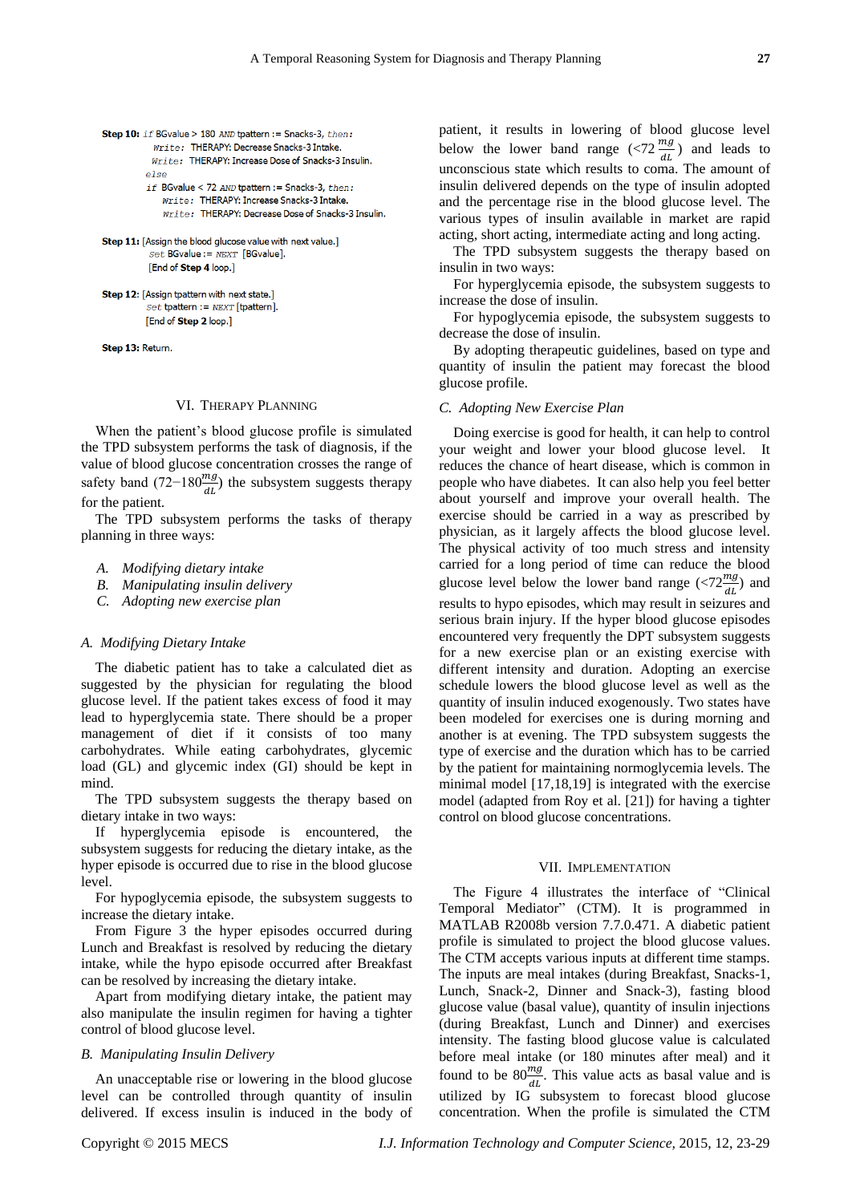```
Step 10: if BGvalue > 180 AND tpattern := Snacks-3, then:
         Write: THERAPY: Decrease Snacks-3 Intake.
         Write: THERAPY: Increase Dose of Snacks-3 Insulin.
         else
         if BGvalue < 72 AND tpattern := Snacks-3, then:
            Write: THERAPY: Increase Snacks-3 Intake.
            Write: THERAPY: Decrease Dose of Snacks-3 Insulin.

Step 11: [Assign the blood glucose value with next value.]
         Set BGvalue := NEXT [BGvalue].
         [End of Step 4 loop.]

Step 12: [Assign tpattern with next state.]
         Set tpattern := NEXT [tpattern].
         [End of Step 2 loop.]

Step 13: Return.
```

## VI. Therapy Planning

When the patient's blood glucose profile is simulated the TPD subsystem performs the task of diagnosis, if the value of blood glucose concentration crosses the range of safety band ($72{-}180\frac{mg}{dL}$) the subsystem suggests therapy for the patient.

The TPD subsystem performs the tasks of therapy planning in three ways:

*A. Modifying dietary intake*
*B. Manipulating insulin delivery*
*C. Adopting new exercise plan*

### *A. Modifying Dietary Intake*

The diabetic patient has to take a calculated diet as suggested by the physician for regulating the blood glucose level. If the patient takes excess of food it may lead to hyperglycemia state. There should be a proper management of diet if it consists of too many carbohydrates. While eating carbohydrates, glycemic load (GL) and glycemic index (GI) should be kept in mind.

The TPD subsystem suggests the therapy based on dietary intake in two ways:

If hyperglycemia episode is encountered, the subsystem suggests for reducing the dietary intake, as the hyper episode is occurred due to rise in the blood glucose level.

For hypoglycemia episode, the subsystem suggests to increase the dietary intake.

From Figure 3 the hyper episodes occurred during Lunch and Breakfast is resolved by reducing the dietary intake, while the hypo episode occurred after Breakfast can be resolved by increasing the dietary intake.

Apart from modifying dietary intake, the patient may also manipulate the insulin regimen for having a tighter control of blood glucose level.

### *B. Manipulating Insulin Delivery*

An unacceptable rise or lowering in the blood glucose level can be controlled through quantity of insulin delivered. If excess insulin is induced in the body of patient, it results in lowering of blood glucose level below the lower band range ($<72\frac{mg}{dL}$) and leads to unconscious state which results to coma. The amount of insulin delivered depends on the type of insulin adopted and the percentage rise in the blood glucose level. The various types of insulin available in market are rapid acting, short acting, intermediate acting and long acting.

The TPD subsystem suggests the therapy based on insulin in two ways:

For hyperglycemia episode, the subsystem suggests to increase the dose of insulin.

For hypoglycemia episode, the subsystem suggests to decrease the dose of insulin.

By adopting therapeutic guidelines, based on type and quantity of insulin the patient may forecast the blood glucose profile.

### *C. Adopting New Exercise Plan*

Doing exercise is good for health, it can help to control your weight and lower your blood glucose level. It reduces the chance of heart disease, which is common in people who have diabetes. It can also help you feel better about yourself and improve your overall health. The exercise should be carried in a way as prescribed by physician, as it largely affects the blood glucose level. The physical activity of too much stress and intensity carried for a long period of time can reduce the blood glucose level below the lower band range ($<72\frac{mg}{dL}$) and results to hypo episodes, which may result in seizures and serious brain injury. If the hyper blood glucose episodes encountered very frequently the DPT subsystem suggests for a new exercise plan or an existing exercise with different intensity and duration. Adopting an exercise schedule lowers the blood glucose level as well as the quantity of insulin induced exogenously. Two states have been modeled for exercises one is during morning and another is at evening. The TPD subsystem suggests the type of exercise and the duration which has to be carried by the patient for maintaining normoglycemia levels. The minimal model [17,18,19] is integrated with the exercise model (adapted from Roy et al. [21]) for having a tighter control on blood glucose concentrations.

## VII. Implementation

The Figure 4 illustrates the interface of "Clinical Temporal Mediator" (CTM). It is programmed in MATLAB R2008b version 7.7.0.471. A diabetic patient profile is simulated to project the blood glucose values. The CTM accepts various inputs at different time stamps. The inputs are meal intakes (during Breakfast, Snacks-1, Lunch, Snack-2, Dinner and Snack-3), fasting blood glucose value (basal value), quantity of insulin injections (during Breakfast, Lunch and Dinner) and exercises intensity. The fasting blood glucose value is calculated before meal intake (or 180 minutes after meal) and it found to be $80\frac{mg}{dL}$. This value acts as basal value and is utilized by IG subsystem to forecast blood glucose concentration. When the profile is simulated the CTM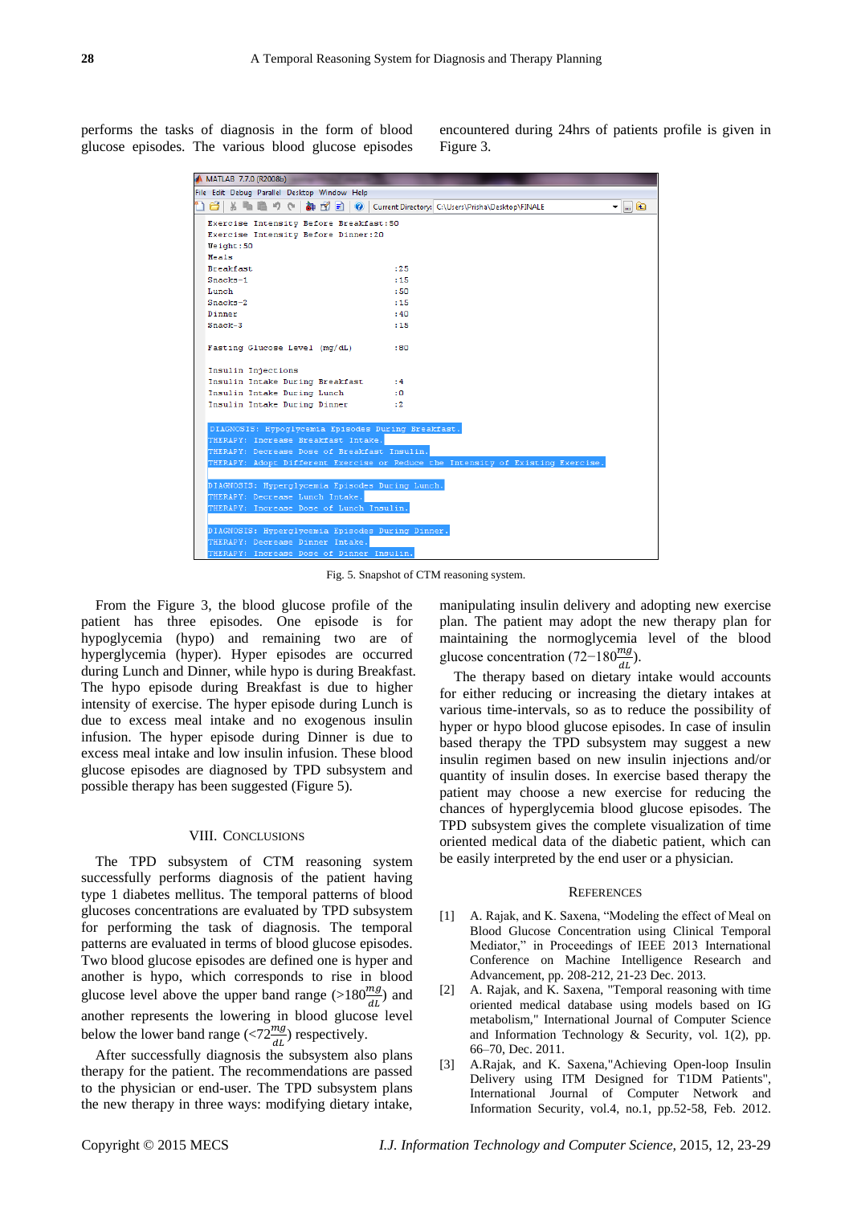performs the tasks of diagnosis in the form of blood glucose episodes. The various blood glucose episodes encountered during 24hrs of patients profile is given in Figure 3.

```
MATLAB 7.7.0 (R2008b)
File Edit Debug Parallel Desktop Window Help
Current Directory: C:\Users\Prisha\Desktop\FINALE

Exercise Intensity Before Breakfast:50
Exercise Intensity Before Dinner:20
Weight:50
Meals
Breakfast                              :25
Snacks-1                               :15
Lunch                                  :50
Snacks-2                               :15
Dinner                                 :40
Snack-3                                :15

Fasting Glucose Level (mg/dL)          :80

Insulin Injections
Insulin Intake During Breakfast        :4
Insulin Intake During Lunch            :0
Insulin Intake During Dinner           :2

DIAGNOSIS: Hypoglycemia Episodes During Breakfast.
THERAPY: Increase Breakfast Intake.
THERAPY: Decrease Dose of Breakfast Insulin.
THERAPY: Adopt Different Exercise or Reduce the Intensity of Existing Exercise.

DIAGNOSIS: Hyperglycemia Episodes During Lunch.
THERAPY: Decrease Lunch Intake.
THERAPY: Increase Dose of Lunch Insulin.

DIAGNOSIS: Hyperglycemia Episodes During Dinner.
THERAPY: Decrease Dinner Intake.
THERAPY: Increase Dose of Dinner Insulin.
```

Fig. 5. Snapshot of CTM reasoning system.

From the Figure 3, the blood glucose profile of the patient has three episodes. One episode is for hypoglycemia (hypo) and remaining two are of hyperglycemia (hyper). Hyper episodes are occurred during Lunch and Dinner, while hypo is during Breakfast. The hypo episode during Breakfast is due to higher intensity of exercise. The hyper episode during Lunch is due to excess meal intake and no exogenous insulin infusion. The hyper episode during Dinner is due to excess meal intake and low insulin infusion. These blood glucose episodes are diagnosed by TPD subsystem and possible therapy has been suggested (Figure 5).

## VIII. Conclusions

The TPD subsystem of CTM reasoning system successfully performs diagnosis of the patient having type 1 diabetes mellitus. The temporal patterns of blood glucoses concentrations are evaluated by TPD subsystem for performing the task of diagnosis. The temporal patterns are evaluated in terms of blood glucose episodes. Two blood glucose episodes are defined one is hyper and another is hypo, which corresponds to rise in blood glucose level above the upper band range ($>180\frac{mg}{dL}$) and another represents the lowering in blood glucose level below the lower band range ($<72\frac{mg}{dL}$) respectively.

After successfully diagnosis the subsystem also plans therapy for the patient. The recommendations are passed to the physician or end-user. The TPD subsystem plans the new therapy in three ways: modifying dietary intake, manipulating insulin delivery and adopting new exercise plan. The patient may adopt the new therapy plan for maintaining the normoglycemia level of the blood glucose concentration ($72-180\frac{mg}{dL}$).

The therapy based on dietary intake would accounts for either reducing or increasing the dietary intakes at various time-intervals, so as to reduce the possibility of hyper or hypo blood glucose episodes. In case of insulin based therapy the TPD subsystem may suggest a new insulin regimen based on new insulin injections and/or quantity of insulin doses. In exercise based therapy the patient may choose a new exercise for reducing the chances of hyperglycemia blood glucose episodes. The TPD subsystem gives the complete visualization of time oriented medical data of the diabetic patient, which can be easily interpreted by the end user or a physician.

## References

[1] A. Rajak, and K. Saxena, “Modeling the effect of Meal on Blood Glucose Concentration using Clinical Temporal Mediator,” in Proceedings of IEEE 2013 International Conference on Machine Intelligence Research and Advancement, pp. 208-212, 21-23 Dec. 2013.

[2] A. Rajak, and K. Saxena, "Temporal reasoning with time oriented medical database using models based on IG metabolism," International Journal of Computer Science and Information Technology & Security, vol. 1(2), pp. 66–70, Dec. 2011.

[3] A.Rajak, and K. Saxena,"Achieving Open-loop Insulin Delivery using ITM Designed for T1DM Patients", International Journal of Computer Network and Information Security, vol.4, no.1, pp.52-58, Feb. 2012.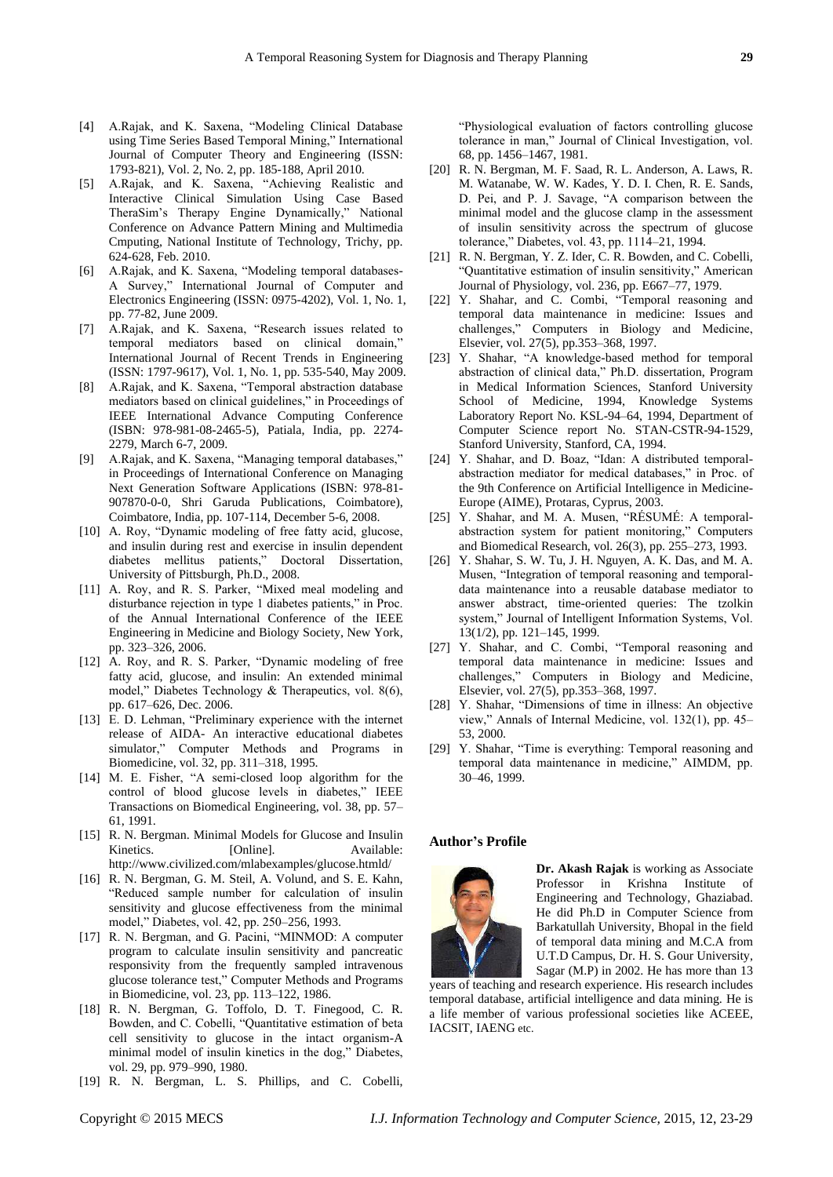[4] A.Rajak, and K. Saxena, "Modeling Clinical Database using Time Series Based Temporal Mining," International Journal of Computer Theory and Engineering (ISSN: 1793-821), Vol. 2, No. 2, pp. 185-188, April 2010.

[5] A.Rajak, and K. Saxena, "Achieving Realistic and Interactive Clinical Simulation Using Case Based TheraSim's Therapy Engine Dynamically," National Conference on Advance Pattern Mining and Multimedia Cmputing, National Institute of Technology, Trichy, pp. 624-628, Feb. 2010.

[6] A.Rajak, and K. Saxena, "Modeling temporal databases-A Survey," International Journal of Computer and Electronics Engineering (ISSN: 0975-4202), Vol. 1, No. 1, pp. 77-82, June 2009.

[7] A.Rajak, and K. Saxena, "Research issues related to temporal mediators based on clinical domain," International Journal of Recent Trends in Engineering (ISSN: 1797-9617), Vol. 1, No. 1, pp. 535-540, May 2009.

[8] A.Rajak, and K. Saxena, "Temporal abstraction database mediators based on clinical guidelines," in Proceedings of IEEE International Advance Computing Conference (ISBN: 978-981-08-2465-5), Patiala, India, pp. 2274-2279, March 6-7, 2009.

[9] A.Rajak, and K. Saxena, "Managing temporal databases," in Proceedings of International Conference on Managing Next Generation Software Applications (ISBN: 978-81-907870-0-0, Shri Garuda Publications, Coimbatore), Coimbatore, India, pp. 107-114, December 5-6, 2008.

[10] A. Roy, "Dynamic modeling of free fatty acid, glucose, and insulin during rest and exercise in insulin dependent diabetes mellitus patients," Doctoral Dissertation, University of Pittsburgh, Ph.D., 2008.

[11] A. Roy, and R. S. Parker, "Mixed meal modeling and disturbance rejection in type 1 diabetes patients," in Proc. of the Annual International Conference of the IEEE Engineering in Medicine and Biology Society, New York, pp. 323–326, 2006.

[12] A. Roy, and R. S. Parker, "Dynamic modeling of free fatty acid, glucose, and insulin: An extended minimal model," Diabetes Technology & Therapeutics, vol. 8(6), pp. 617–626, Dec. 2006.

[13] E. D. Lehman, "Preliminary experience with the internet release of AIDA- An interactive educational diabetes simulator," Computer Methods and Programs in Biomedicine, vol. 32, pp. 311–318, 1995.

[14] M. E. Fisher, "A semi-closed loop algorithm for the control of blood glucose levels in diabetes," IEEE Transactions on Biomedical Engineering, vol. 38, pp. 57–61, 1991.

[15] R. N. Bergman. Minimal Models for Glucose and Insulin Kinetics. [Online]. Available: http://www.civilized.com/mlabexamples/glucose.htmld/

[16] R. N. Bergman, G. M. Steil, A. Volund, and S. E. Kahn, "Reduced sample number for calculation of insulin sensitivity and glucose effectiveness from the minimal model," Diabetes, vol. 42, pp. 250–256, 1993.

[17] R. N. Bergman, and G. Pacini, "MINMOD: A computer program to calculate insulin sensitivity and pancreatic responsivity from the frequently sampled intravenous glucose tolerance test," Computer Methods and Programs in Biomedicine, vol. 23, pp. 113–122, 1986.

[18] R. N. Bergman, G. Toffolo, D. T. Finegood, C. R. Bowden, and C. Cobelli, "Quantitative estimation of beta cell sensitivity to glucose in the intact organism-A minimal model of insulin kinetics in the dog," Diabetes, vol. 29, pp. 979–990, 1980.

[19] R. N. Bergman, L. S. Phillips, and C. Cobelli, "Physiological evaluation of factors controlling glucose tolerance in man," Journal of Clinical Investigation, vol. 68, pp. 1456–1467, 1981.

[20] R. N. Bergman, M. F. Saad, R. L. Anderson, A. Laws, R. M. Watanabe, W. W. Kades, Y. D. I. Chen, R. E. Sands, D. Pei, and P. J. Savage, "A comparison between the minimal model and the glucose clamp in the assessment of insulin sensitivity across the spectrum of glucose tolerance," Diabetes, vol. 43, pp. 1114–21, 1994.

[21] R. N. Bergman, Y. Z. Ider, C. R. Bowden, and C. Cobelli, "Quantitative estimation of insulin sensitivity," American Journal of Physiology, vol. 236, pp. E667–77, 1979.

[22] Y. Shahar, and C. Combi, "Temporal reasoning and temporal data maintenance in medicine: Issues and challenges," Computers in Biology and Medicine, Elsevier, vol. 27(5), pp.353–368, 1997.

[23] Y. Shahar, "A knowledge-based method for temporal abstraction of clinical data," Ph.D. dissertation, Program in Medical Information Sciences, Stanford University School of Medicine, 1994, Knowledge Systems Laboratory Report No. KSL-94–64, 1994, Department of Computer Science report No. STAN-CSTR-94-1529, Stanford University, Stanford, CA, 1994.

[24] Y. Shahar, and D. Boaz, "Idan: A distributed temporal-abstraction mediator for medical databases," in Proc. of the 9th Conference on Artificial Intelligence in Medicine-Europe (AIME), Protaras, Cyprus, 2003.

[25] Y. Shahar, and M. A. Musen, "RÉSUMÉ: A temporal-abstraction system for patient monitoring," Computers and Biomedical Research, vol. 26(3), pp. 255–273, 1993.

[26] Y. Shahar, S. W. Tu, J. H. Nguyen, A. K. Das, and M. A. Musen, "Integration of temporal reasoning and temporal-data maintenance into a reusable database mediator to answer abstract, time-oriented queries: The tzolkin system," Journal of Intelligent Information Systems, Vol. 13(1/2), pp. 121–145, 1999.

[27] Y. Shahar, and C. Combi, "Temporal reasoning and temporal data maintenance in medicine: Issues and challenges," Computers in Biology and Medicine, Elsevier, vol. 27(5), pp.353–368, 1997.

[28] Y. Shahar, "Dimensions of time in illness: An objective view," Annals of Internal Medicine, vol. 132(1), pp. 45–53, 2000.

[29] Y. Shahar, "Time is everything: Temporal reasoning and temporal data maintenance in medicine," AIMDM, pp. 30–46, 1999.

### Author's Profile

**Dr. Akash Rajak** is working as Associate Professor in Krishna Institute of Engineering and Technology, Ghaziabad. He did Ph.D in Computer Science from Barkatullah University, Bhopal in the field of temporal data mining and M.C.A from U.T.D Campus, Dr. H. S. Gour University, Sagar (M.P) in 2002. He has more than 13 years of teaching and research experience. His research includes temporal database, artificial intelligence and data mining. He is a life member of various professional societies like ACEEE, IACSIT, IAENG etc.